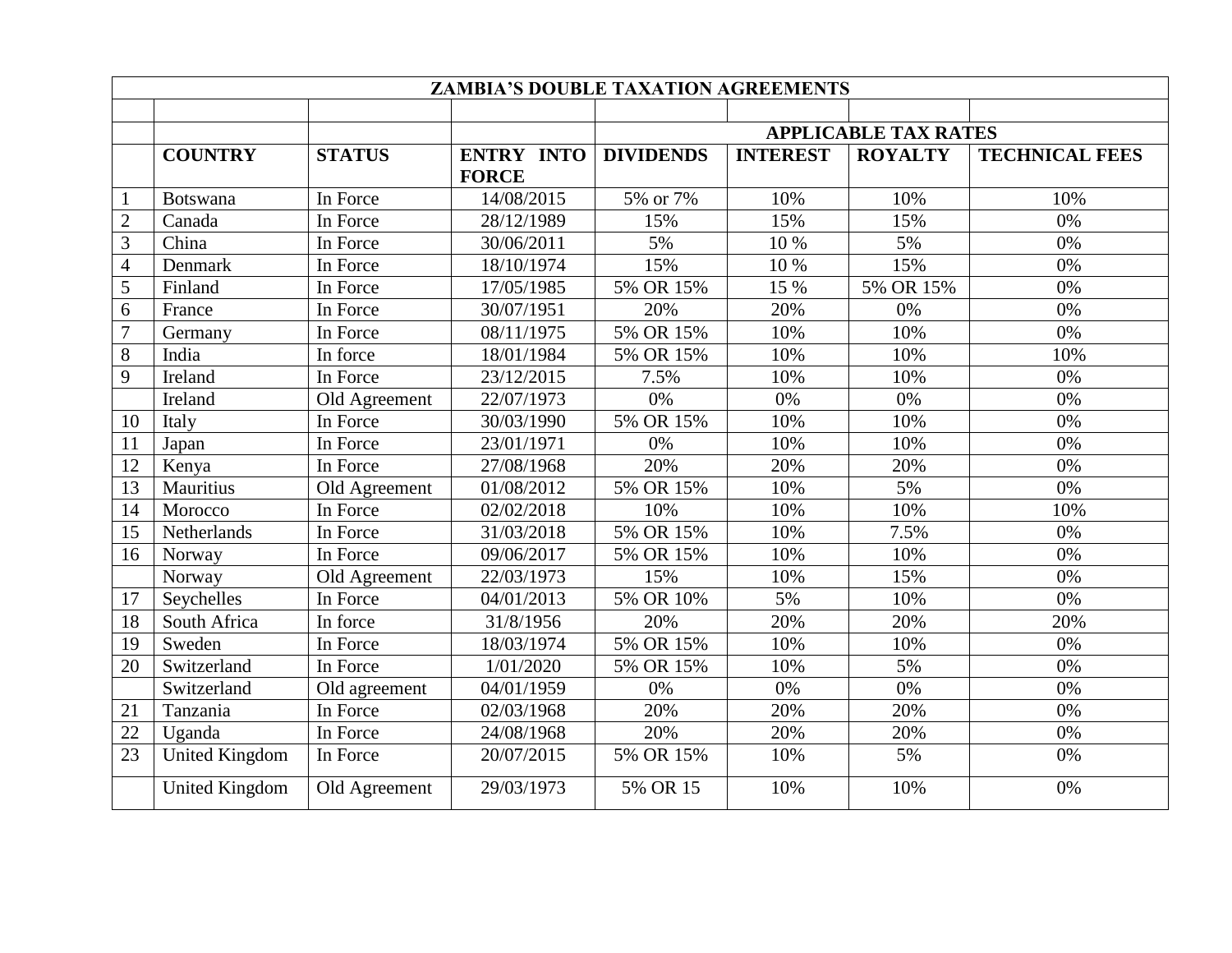| ZAMBIA'S DOUBLE TAXATION AGREEMENTS | | | | | | | |
|---|---|---|---|---|---|---|---|
| | | | | | | | |
| | | | | APPLICABLE TAX RATES | | | |
| | **COUNTRY** | **STATUS** | **ENTRY INTO FORCE** | **DIVIDENDS** | **INTEREST** | **ROYALTY** | **TECHNICAL FEES** |
| 1 | Botswana | In Force | 14/08/2015 | 5% or 7% | 10% | 10% | 10% |
| 2 | Canada | In Force | 28/12/1989 | 15% | 15% | 15% | 0% |
| 3 | China | In Force | 30/06/2011 | 5% | 10 % | 5% | 0% |
| 4 | Denmark | In Force | 18/10/1974 | 15% | 10 % | 15% | 0% |
| 5 | Finland | In Force | 17/05/1985 | 5% OR 15% | 15 % | 5% OR 15% | 0% |
| 6 | France | In Force | 30/07/1951 | 20% | 20% | 0% | 0% |
| 7 | Germany | In Force | 08/11/1975 | 5% OR 15% | 10% | 10% | 0% |
| 8 | India | In force | 18/01/1984 | 5% OR 15% | 10% | 10% | 10% |
| 9 | Ireland | In Force | 23/12/2015 | 7.5% | 10% | 10% | 0% |
| | Ireland | Old Agreement | 22/07/1973 | 0% | 0% | 0% | 0% |
| 10 | Italy | In Force | 30/03/1990 | 5% OR 15% | 10% | 10% | 0% |
| 11 | Japan | In Force | 23/01/1971 | 0% | 10% | 10% | 0% |
| 12 | Kenya | In Force | 27/08/1968 | 20% | 20% | 20% | 0% |
| 13 | Mauritius | Old Agreement | 01/08/2012 | 5% OR 15% | 10% | 5% | 0% |
| 14 | Morocco | In Force | 02/02/2018 | 10% | 10% | 10% | 10% |
| 15 | Netherlands | In Force | 31/03/2018 | 5% OR 15% | 10% | 7.5% | 0% |
| 16 | Norway | In Force | 09/06/2017 | 5% OR 15% | 10% | 10% | 0% |
| | Norway | Old Agreement | 22/03/1973 | 15% | 10% | 15% | 0% |
| 17 | Seychelles | In Force | 04/01/2013 | 5% OR 10% | 5% | 10% | 0% |
| 18 | South Africa | In force | 31/8/1956 | 20% | 20% | 20% | 20% |
| 19 | Sweden | In Force | 18/03/1974 | 5% OR 15% | 10% | 10% | 0% |
| 20 | Switzerland | In Force | 1/01/2020 | 5% OR 15% | 10% | 5% | 0% |
| | Switzerland | Old agreement | 04/01/1959 | 0% | 0% | 0% | 0% |
| 21 | Tanzania | In Force | 02/03/1968 | 20% | 20% | 20% | 0% |
| 22 | Uganda | In Force | 24/08/1968 | 20% | 20% | 20% | 0% |
| 23 | United Kingdom | In Force | 20/07/2015 | 5% OR 15% | 10% | 5% | 0% |
| | United Kingdom | Old Agreement | 29/03/1973 | 5% OR 15 | 10% | 10% | 0% |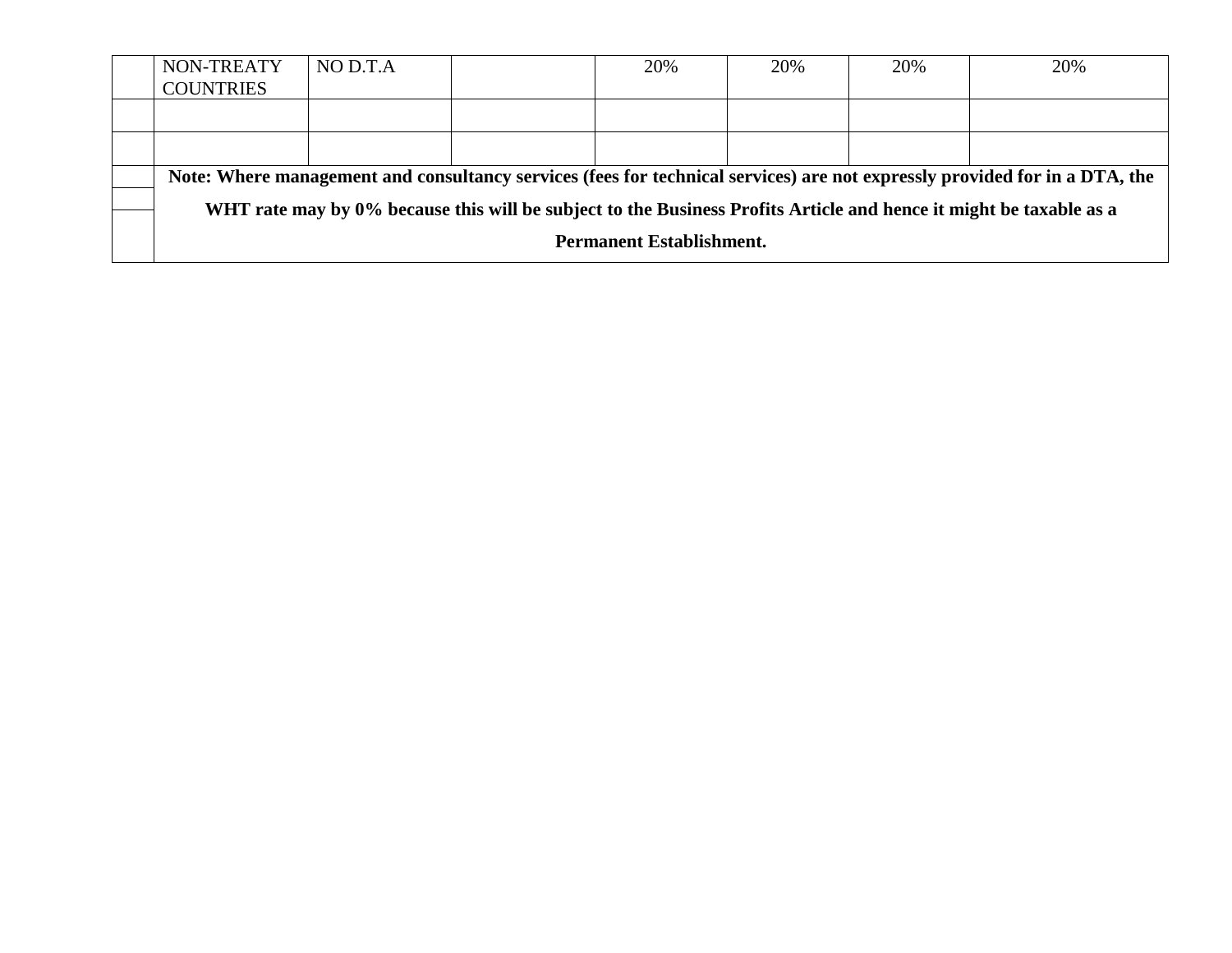| | | | | | | | |
|---|---|---|---|---|---|---|---|
| | NON-TREATY COUNTRIES | NO D.T.A | | 20% | 20% | 20% | 20% |
| | | | | | | | |
| | | | | | | | |
| | **Note: Where management and consultancy services (fees for technical services) are not expressly provided for in a DTA, the WHT rate may by 0% because this will be subject to the Business Profits Article and hence it might be taxable as a Permanent Establishment.** | | | | | | |